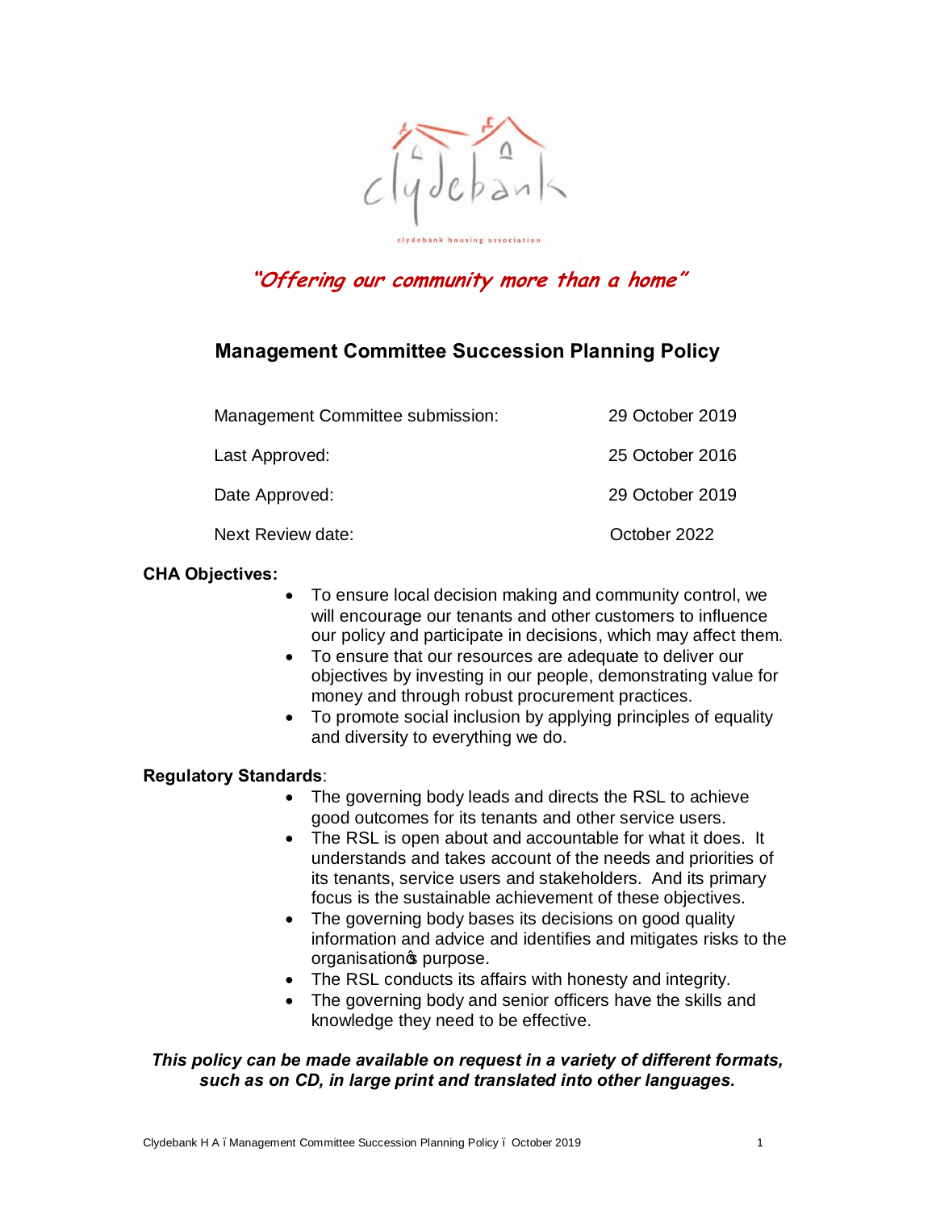clydebank

clydebank housing association

*"Offering our community more than a home"*

# Management Committee Succession Planning Policy

| | |
|---|---|
| Management Committee submission: | 29 October 2019 |
| Last Approved: | 25 October 2016 |
| Date Approved: | 29 October 2019 |
| Next Review date: | October 2022 |

**CHA Objectives:**

- To ensure local decision making and community control, we will encourage our tenants and other customers to influence our policy and participate in decisions, which may affect them.
- To ensure that our resources are adequate to deliver our objectives by investing in our people, demonstrating value for money and through robust procurement practices.
- To promote social inclusion by applying principles of equality and diversity to everything we do.

**Regulatory Standards**:

- The governing body leads and directs the RSL to achieve good outcomes for its tenants and other service users.
- The RSL is open about and accountable for what it does. It understands and takes account of the needs and priorities of its tenants, service users and stakeholders. And its primary focus is the sustainable achievement of these objectives.
- The governing body bases its decisions on good quality information and advice and identifies and mitigates risks to the organisation's purpose.
- The RSL conducts its affairs with honesty and integrity.
- The governing body and senior officers have the skills and knowledge they need to be effective.

***This policy can be made available on request in a variety of different formats, such as on CD, in large print and translated into other languages.***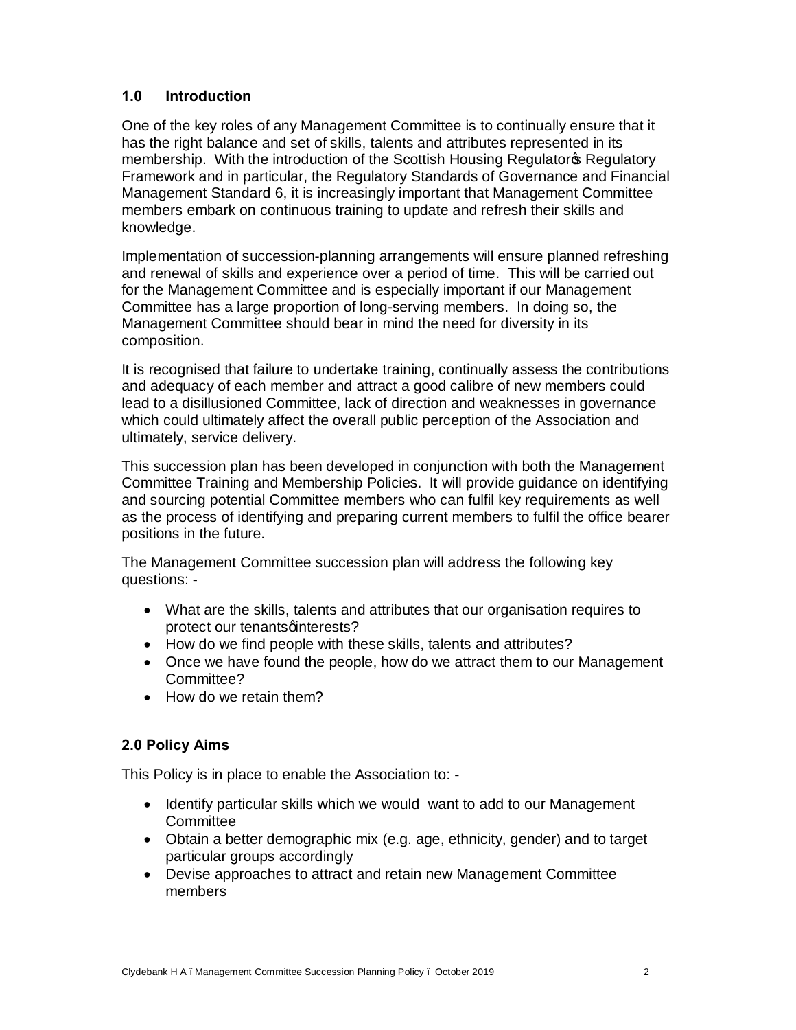## 1.0 Introduction

One of the key roles of any Management Committee is to continually ensure that it has the right balance and set of skills, talents and attributes represented in its membership. With the introduction of the Scottish Housing Regulator's Regulatory Framework and in particular, the Regulatory Standards of Governance and Financial Management Standard 6, it is increasingly important that Management Committee members embark on continuous training to update and refresh their skills and knowledge.

Implementation of succession-planning arrangements will ensure planned refreshing and renewal of skills and experience over a period of time. This will be carried out for the Management Committee and is especially important if our Management Committee has a large proportion of long-serving members. In doing so, the Management Committee should bear in mind the need for diversity in its composition.

It is recognised that failure to undertake training, continually assess the contributions and adequacy of each member and attract a good calibre of new members could lead to a disillusioned Committee, lack of direction and weaknesses in governance which could ultimately affect the overall public perception of the Association and ultimately, service delivery.

This succession plan has been developed in conjunction with both the Management Committee Training and Membership Policies. It will provide guidance on identifying and sourcing potential Committee members who can fulfil key requirements as well as the process of identifying and preparing current members to fulfil the office bearer positions in the future.

The Management Committee succession plan will address the following key questions: -

- What are the skills, talents and attributes that our organisation requires to protect our tenants' interests?
- How do we find people with these skills, talents and attributes?
- Once we have found the people, how do we attract them to our Management Committee?
- How do we retain them?

## 2.0 Policy Aims

This Policy is in place to enable the Association to: -

- Identify particular skills which we would want to add to our Management Committee
- Obtain a better demographic mix (e.g. age, ethnicity, gender) and to target particular groups accordingly
- Devise approaches to attract and retain new Management Committee members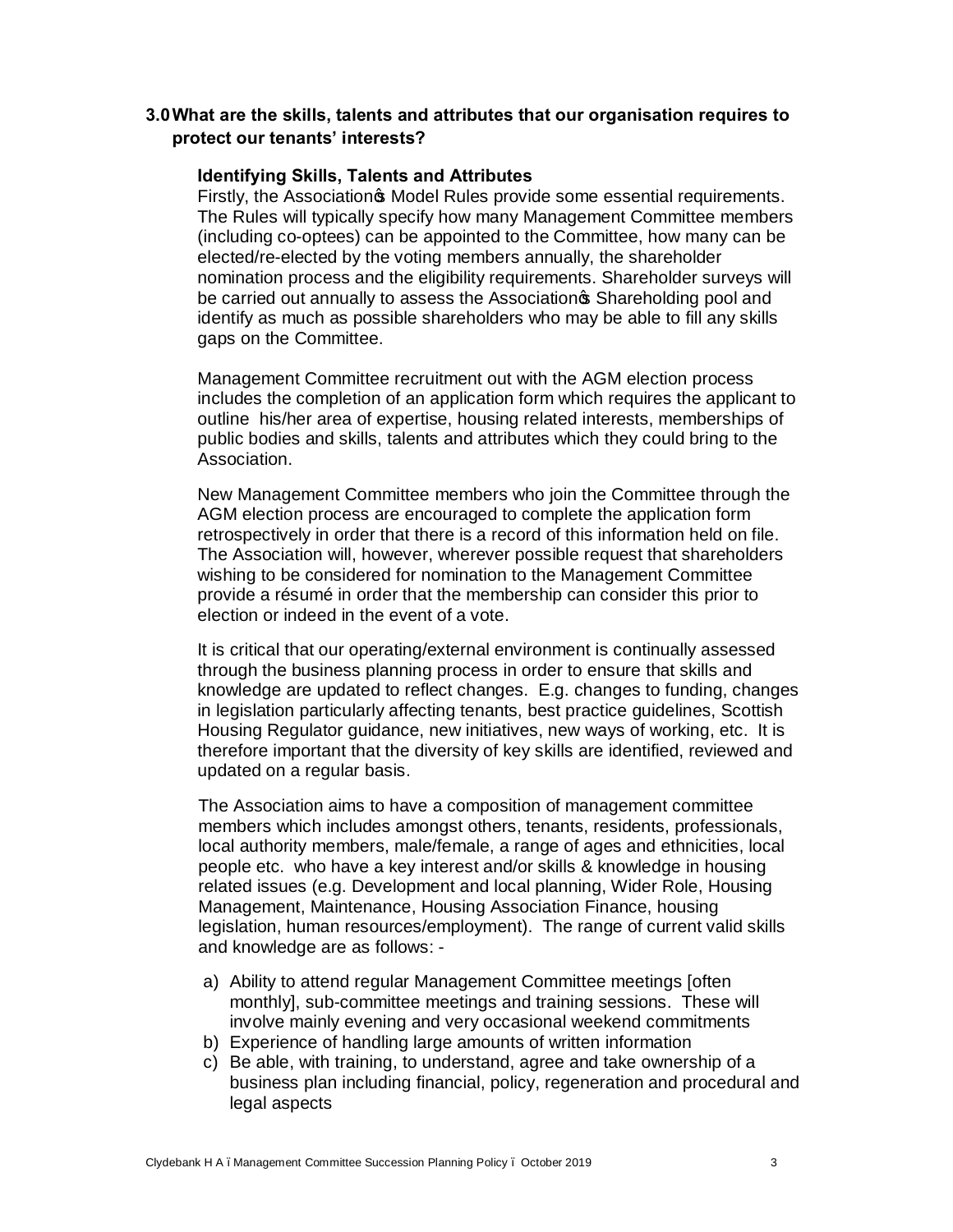## 3.0 What are the skills, talents and attributes that our organisation requires to protect our tenants' interests?

### Identifying Skills, Talents and Attributes

Firstly, the Association's Model Rules provide some essential requirements. The Rules will typically specify how many Management Committee members (including co-optees) can be appointed to the Committee, how many can be elected/re-elected by the voting members annually, the shareholder nomination process and the eligibility requirements. Shareholder surveys will be carried out annually to assess the Association's Shareholding pool and identify as much as possible shareholders who may be able to fill any skills gaps on the Committee.

Management Committee recruitment out with the AGM election process includes the completion of an application form which requires the applicant to outline his/her area of expertise, housing related interests, memberships of public bodies and skills, talents and attributes which they could bring to the Association.

New Management Committee members who join the Committee through the AGM election process are encouraged to complete the application form retrospectively in order that there is a record of this information held on file. The Association will, however, wherever possible request that shareholders wishing to be considered for nomination to the Management Committee provide a résumé in order that the membership can consider this prior to election or indeed in the event of a vote.

It is critical that our operating/external environment is continually assessed through the business planning process in order to ensure that skills and knowledge are updated to reflect changes. E.g. changes to funding, changes in legislation particularly affecting tenants, best practice guidelines, Scottish Housing Regulator guidance, new initiatives, new ways of working, etc. It is therefore important that the diversity of key skills are identified, reviewed and updated on a regular basis.

The Association aims to have a composition of management committee members which includes amongst others, tenants, residents, professionals, local authority members, male/female, a range of ages and ethnicities, local people etc. who have a key interest and/or skills & knowledge in housing related issues (e.g. Development and local planning, Wider Role, Housing Management, Maintenance, Housing Association Finance, housing legislation, human resources/employment). The range of current valid skills and knowledge are as follows: -

a) Ability to attend regular Management Committee meetings [often monthly], sub-committee meetings and training sessions. These will involve mainly evening and very occasional weekend commitments
b) Experience of handling large amounts of written information
c) Be able, with training, to understand, agree and take ownership of a business plan including financial, policy, regeneration and procedural and legal aspects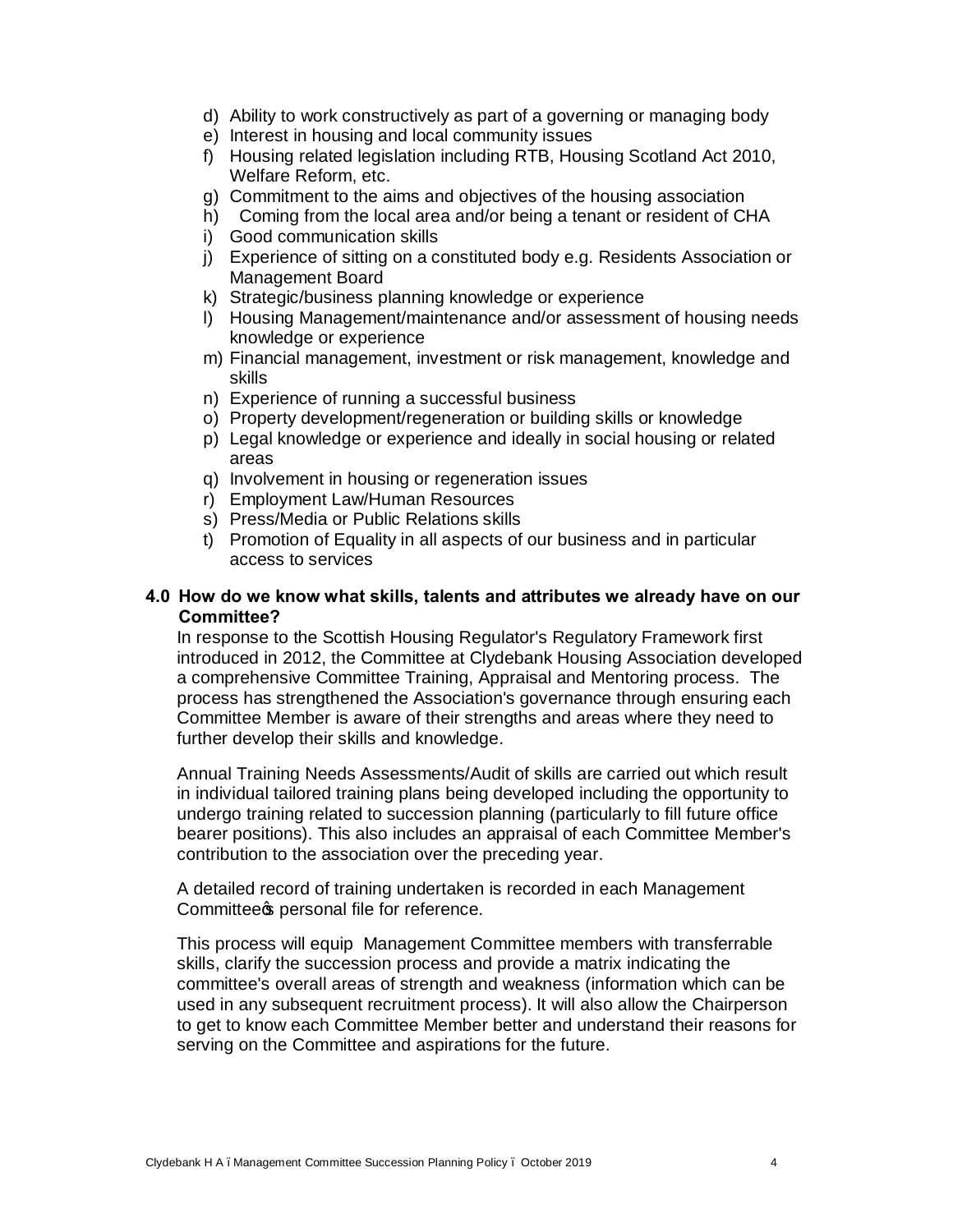d) Ability to work constructively as part of a governing or managing body
e) Interest in housing and local community issues
f) Housing related legislation including RTB, Housing Scotland Act 2010, Welfare Reform, etc.
g) Commitment to the aims and objectives of the housing association
h) Coming from the local area and/or being a tenant or resident of CHA
i) Good communication skills
j) Experience of sitting on a constituted body e.g. Residents Association or Management Board
k) Strategic/business planning knowledge or experience
l) Housing Management/maintenance and/or assessment of housing needs knowledge or experience
m) Financial management, investment or risk management, knowledge and skills
n) Experience of running a successful business
o) Property development/regeneration or building skills or knowledge
p) Legal knowledge or experience and ideally in social housing or related areas
q) Involvement in housing or regeneration issues
r) Employment Law/Human Resources
s) Press/Media or Public Relations skills
t) Promotion of Equality in all aspects of our business and in particular access to services

## 4.0 How do we know what skills, talents and attributes we already have on our Committee?

In response to the Scottish Housing Regulator's Regulatory Framework first introduced in 2012, the Committee at Clydebank Housing Association developed a comprehensive Committee Training, Appraisal and Mentoring process. The process has strengthened the Association's governance through ensuring each Committee Member is aware of their strengths and areas where they need to further develop their skills and knowledge.

Annual Training Needs Assessments/Audit of skills are carried out which result in individual tailored training plans being developed including the opportunity to undergo training related to succession planning (particularly to fill future office bearer positions). This also includes an appraisal of each Committee Member's contribution to the association over the preceding year.

A detailed record of training undertaken is recorded in each Management Committee's personal file for reference.

This process will equip Management Committee members with transferrable skills, clarify the succession process and provide a matrix indicating the committee's overall areas of strength and weakness (information which can be used in any subsequent recruitment process). It will also allow the Chairperson to get to know each Committee Member better and understand their reasons for serving on the Committee and aspirations for the future.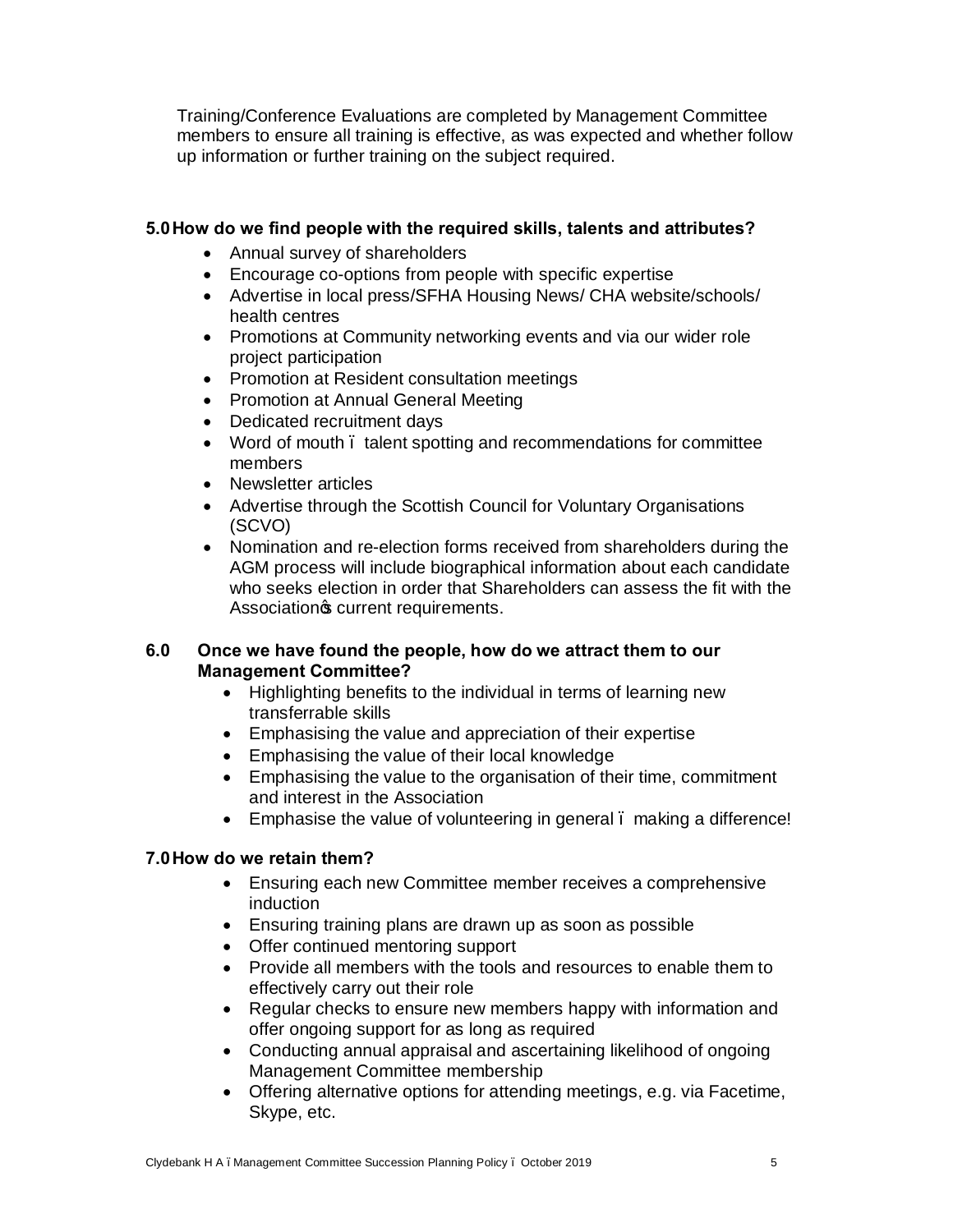Training/Conference Evaluations are completed by Management Committee members to ensure all training is effective, as was expected and whether follow up information or further training on the subject required.

## 5.0 How do we find people with the required skills, talents and attributes?

- Annual survey of shareholders
- Encourage co-options from people with specific expertise
- Advertise in local press/SFHA Housing News/ CHA website/schools/ health centres
- Promotions at Community networking events and via our wider role project participation
- Promotion at Resident consultation meetings
- Promotion at Annual General Meeting
- Dedicated recruitment days
- Word of mouth – talent spotting and recommendations for committee members
- Newsletter articles
- Advertise through the Scottish Council for Voluntary Organisations (SCVO)
- Nomination and re-election forms received from shareholders during the AGM process will include biographical information about each candidate who seeks election in order that Shareholders can assess the fit with the Association's current requirements.

## 6.0 Once we have found the people, how do we attract them to our Management Committee?

- Highlighting benefits to the individual in terms of learning new transferrable skills
- Emphasising the value and appreciation of their expertise
- Emphasising the value of their local knowledge
- Emphasising the value to the organisation of their time, commitment and interest in the Association
- Emphasise the value of volunteering in general – making a difference!

## 7.0 How do we retain them?

- Ensuring each new Committee member receives a comprehensive induction
- Ensuring training plans are drawn up as soon as possible
- Offer continued mentoring support
- Provide all members with the tools and resources to enable them to effectively carry out their role
- Regular checks to ensure new members happy with information and offer ongoing support for as long as required
- Conducting annual appraisal and ascertaining likelihood of ongoing Management Committee membership
- Offering alternative options for attending meetings, e.g. via Facetime, Skype, etc.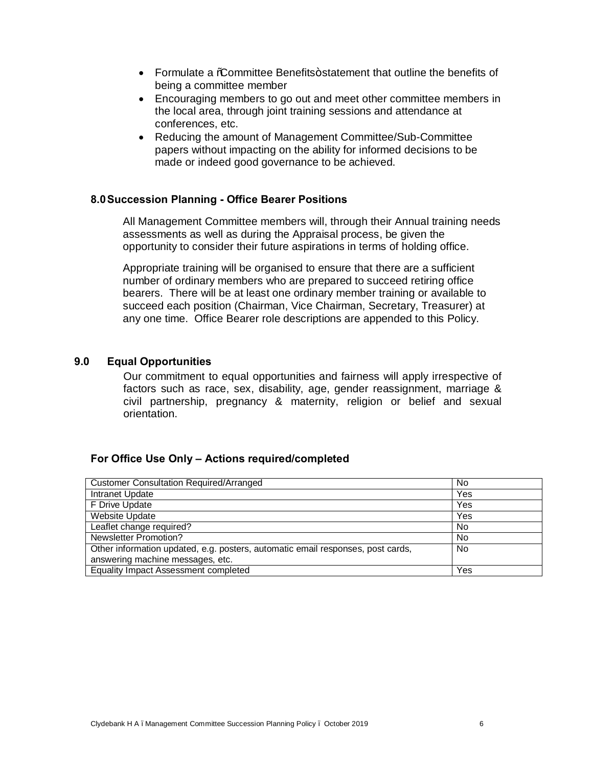- Formulate a "Committee Benefits" statement that outline the benefits of being a committee member
- Encouraging members to go out and meet other committee members in the local area, through joint training sessions and attendance at conferences, etc.
- Reducing the amount of Management Committee/Sub-Committee papers without impacting on the ability for informed decisions to be made or indeed good governance to be achieved.

## 8.0 Succession Planning - Office Bearer Positions

All Management Committee members will, through their Annual training needs assessments as well as during the Appraisal process, be given the opportunity to consider their future aspirations in terms of holding office.

Appropriate training will be organised to ensure that there are a sufficient number of ordinary members who are prepared to succeed retiring office bearers. There will be at least one ordinary member training or available to succeed each position (Chairman, Vice Chairman, Secretary, Treasurer) at any one time. Office Bearer role descriptions are appended to this Policy.

## 9.0 Equal Opportunities

Our commitment to equal opportunities and fairness will apply irrespective of factors such as race, sex, disability, age, gender reassignment, marriage & civil partnership, pregnancy & maternity, religion or belief and sexual orientation.

### For Office Use Only – Actions required/completed

| | |
|---|---|
| Customer Consultation Required/Arranged | No |
| Intranet Update | Yes |
| F Drive Update | Yes |
| Website Update | Yes |
| Leaflet change required? | No |
| Newsletter Promotion? | No |
| Other information updated, e.g. posters, automatic email responses, post cards, answering machine messages, etc. | No |
| Equality Impact Assessment completed | Yes |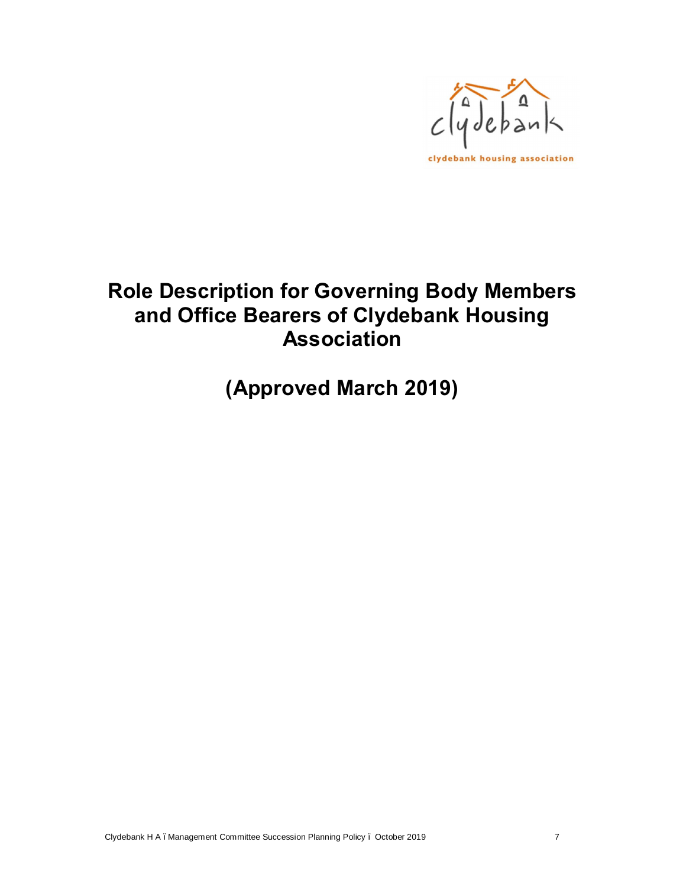# Role Description for Governing Body Members and Office Bearers of Clydebank Housing Association

# (Approved March 2019)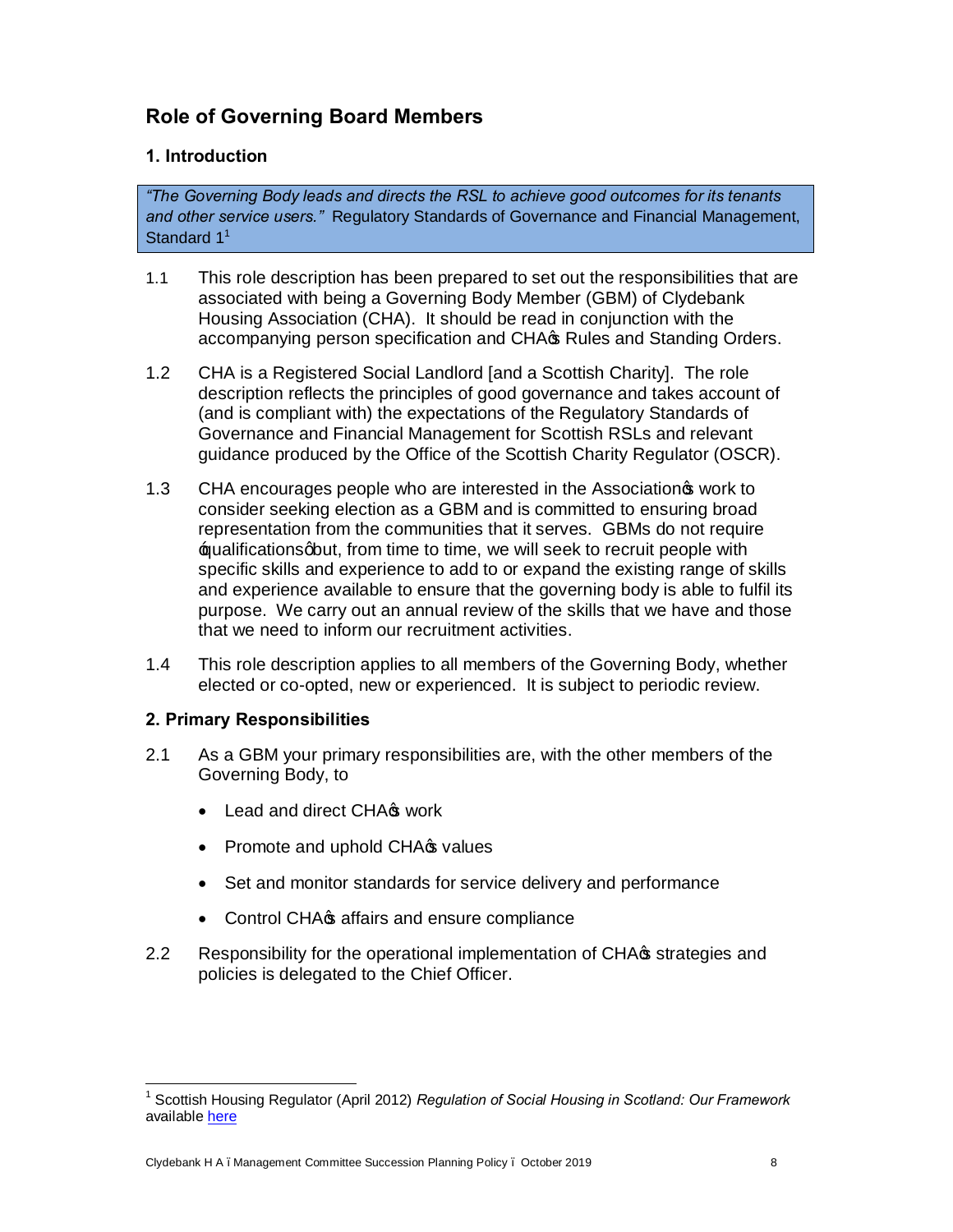## Role of Governing Board Members

### 1. Introduction

> *"The Governing Body leads and directs the RSL to achieve good outcomes for its tenants and other service users."* Regulatory Standards of Governance and Financial Management, Standard 1[1]

1.1 This role description has been prepared to set out the responsibilities that are associated with being a Governing Body Member (GBM) of Clydebank Housing Association (CHA). It should be read in conjunction with the accompanying person specification and CHA's Rules and Standing Orders.

1.2 CHA is a Registered Social Landlord [and a Scottish Charity]. The role description reflects the principles of good governance and takes account of (and is compliant with) the expectations of the Regulatory Standards of Governance and Financial Management for Scottish RSLs and relevant guidance produced by the Office of the Scottish Charity Regulator (OSCR).

1.3 CHA encourages people who are interested in the Association's work to consider seeking election as a GBM and is committed to ensuring broad representation from the communities that it serves. GBMs do not require 'qualifications' but, from time to time, we will seek to recruit people with specific skills and experience to add to or expand the existing range of skills and experience available to ensure that the governing body is able to fulfil its purpose. We carry out an annual review of the skills that we have and those that we need to inform our recruitment activities.

1.4 This role description applies to all members of the Governing Body, whether elected or co-opted, new or experienced. It is subject to periodic review.

### 2. Primary Responsibilities

2.1 As a GBM your primary responsibilities are, with the other members of the Governing Body, to

- Lead and direct CHA's work
- Promote and uphold CHA's values
- Set and monitor standards for service delivery and performance
- Control CHA's affairs and ensure compliance

2.2 Responsibility for the operational implementation of CHA's strategies and policies is delegated to the Chief Officer.

---

[1] Scottish Housing Regulator (April 2012) *Regulation of Social Housing in Scotland: Our Framework* available here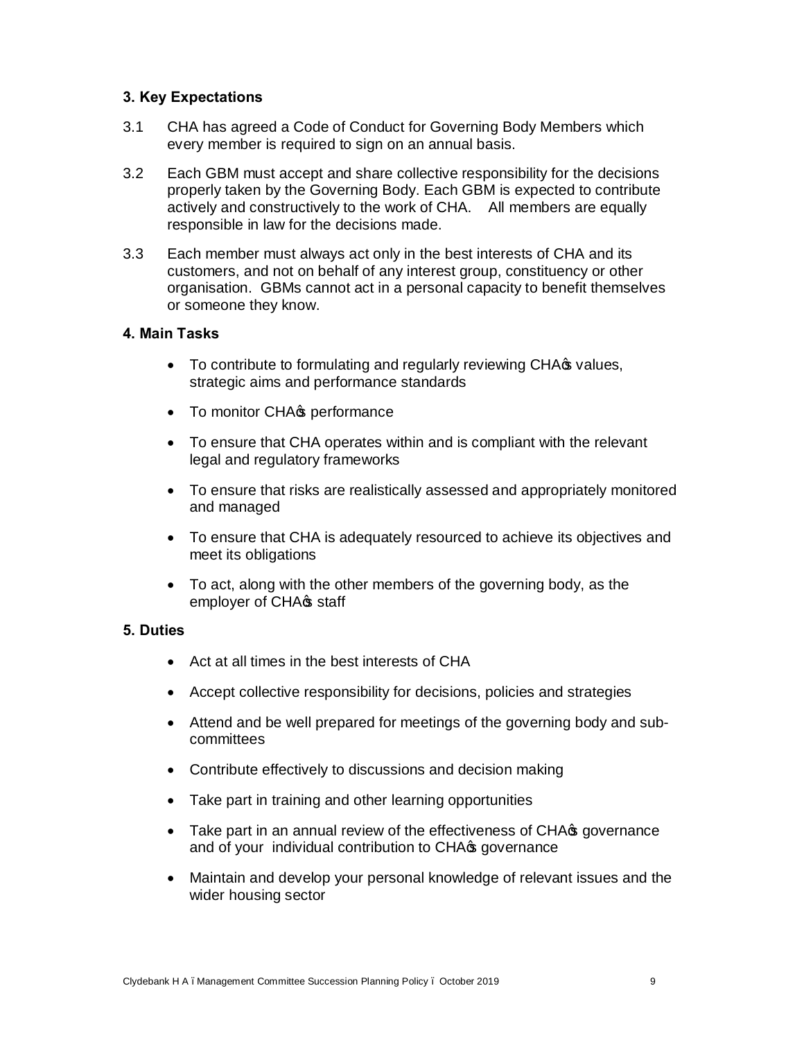### 3. Key Expectations

3.1 CHA has agreed a Code of Conduct for Governing Body Members which every member is required to sign on an annual basis.

3.2 Each GBM must accept and share collective responsibility for the decisions properly taken by the Governing Body. Each GBM is expected to contribute actively and constructively to the work of CHA. All members are equally responsible in law for the decisions made.

3.3 Each member must always act only in the best interests of CHA and its customers, and not on behalf of any interest group, constituency or other organisation. GBMs cannot act in a personal capacity to benefit themselves or someone they know.

### 4. Main Tasks

- To contribute to formulating and regularly reviewing CHA's values, strategic aims and performance standards
- To monitor CHA's performance
- To ensure that CHA operates within and is compliant with the relevant legal and regulatory frameworks
- To ensure that risks are realistically assessed and appropriately monitored and managed
- To ensure that CHA is adequately resourced to achieve its objectives and meet its obligations
- To act, along with the other members of the governing body, as the employer of CHA's staff

### 5. Duties

- Act at all times in the best interests of CHA
- Accept collective responsibility for decisions, policies and strategies
- Attend and be well prepared for meetings of the governing body and sub-committees
- Contribute effectively to discussions and decision making
- Take part in training and other learning opportunities
- Take part in an annual review of the effectiveness of CHA's governance and of your individual contribution to CHA's governance
- Maintain and develop your personal knowledge of relevant issues and the wider housing sector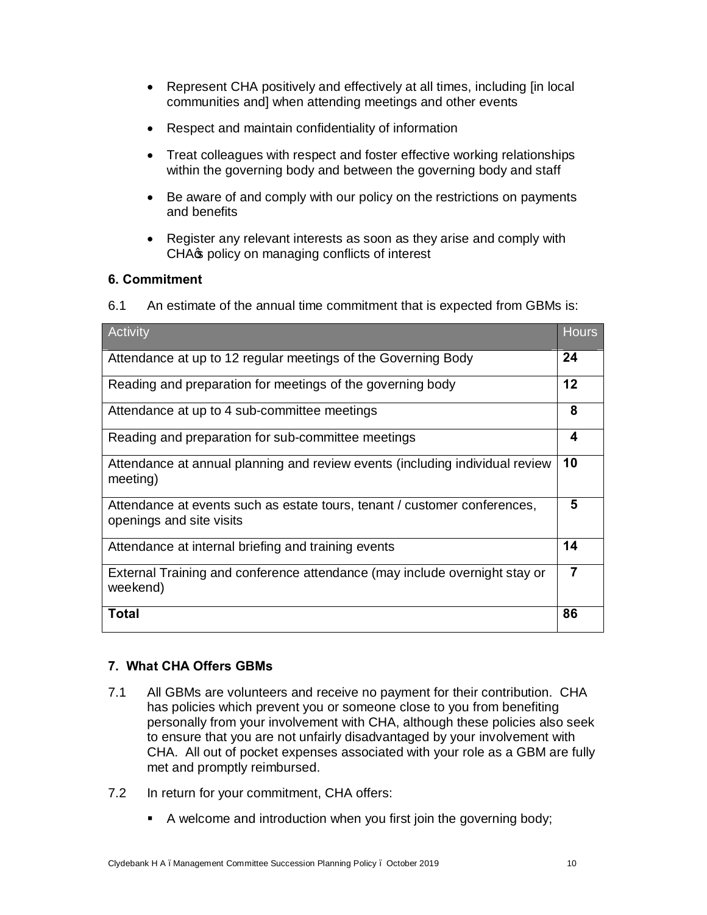- Represent CHA positively and effectively at all times, including [in local communities and] when attending meetings and other events
- Respect and maintain confidentiality of information
- Treat colleagues with respect and foster effective working relationships within the governing body and between the governing body and staff
- Be aware of and comply with our policy on the restrictions on payments and benefits
- Register any relevant interests as soon as they arise and comply with CHA's policy on managing conflicts of interest

### 6. Commitment

6.1 An estimate of the annual time commitment that is expected from GBMs is:

| Activity | Hours |
|---|---|
| Attendance at up to 12 regular meetings of the Governing Body | **24** |
| Reading and preparation for meetings of the governing body | **12** |
| Attendance at up to 4 sub-committee meetings | **8** |
| Reading and preparation for sub-committee meetings | **4** |
| Attendance at annual planning and review events (including individual review meeting) | **10** |
| Attendance at events such as estate tours, tenant / customer conferences, openings and site visits | **5** |
| Attendance at internal briefing and training events | **14** |
| External Training and conference attendance (may include overnight stay or weekend) | **7** |
| **Total** | **86** |

### 7. What CHA Offers GBMs

7.1 All GBMs are volunteers and receive no payment for their contribution. CHA has policies which prevent you or someone close to you from benefiting personally from your involvement with CHA, although these policies also seek to ensure that you are not unfairly disadvantaged by your involvement with CHA. All out of pocket expenses associated with your role as a GBM are fully met and promptly reimbursed.

7.2 In return for your commitment, CHA offers:

- A welcome and introduction when you first join the governing body;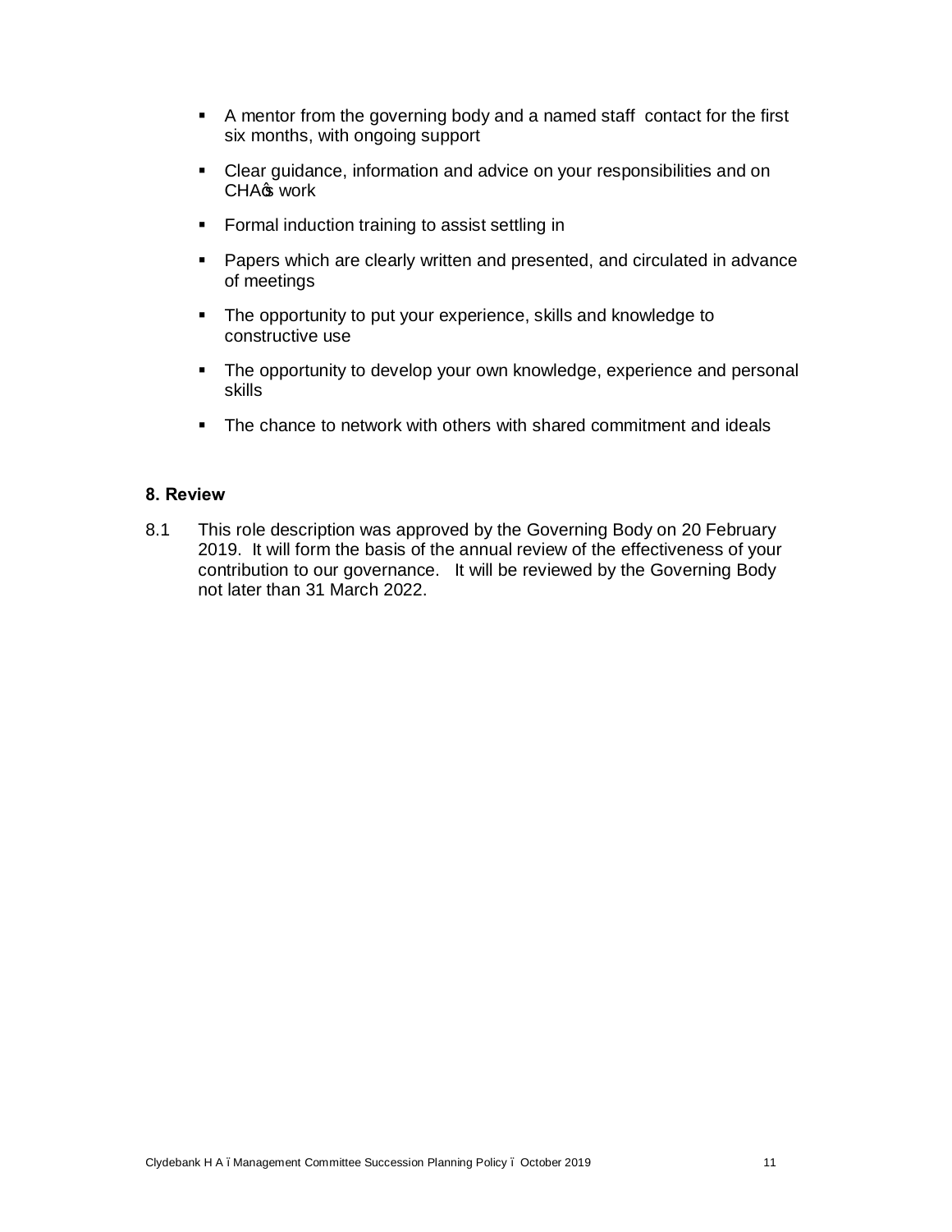- A mentor from the governing body and a named staff contact for the first six months, with ongoing support
- Clear guidance, information and advice on your responsibilities and on CHA's work
- Formal induction training to assist settling in
- Papers which are clearly written and presented, and circulated in advance of meetings
- The opportunity to put your experience, skills and knowledge to constructive use
- The opportunity to develop your own knowledge, experience and personal skills
- The chance to network with others with shared commitment and ideals

**8. Review**

8.1 This role description was approved by the Governing Body on 20 February 2019. It will form the basis of the annual review of the effectiveness of your contribution to our governance. It will be reviewed by the Governing Body not later than 31 March 2022.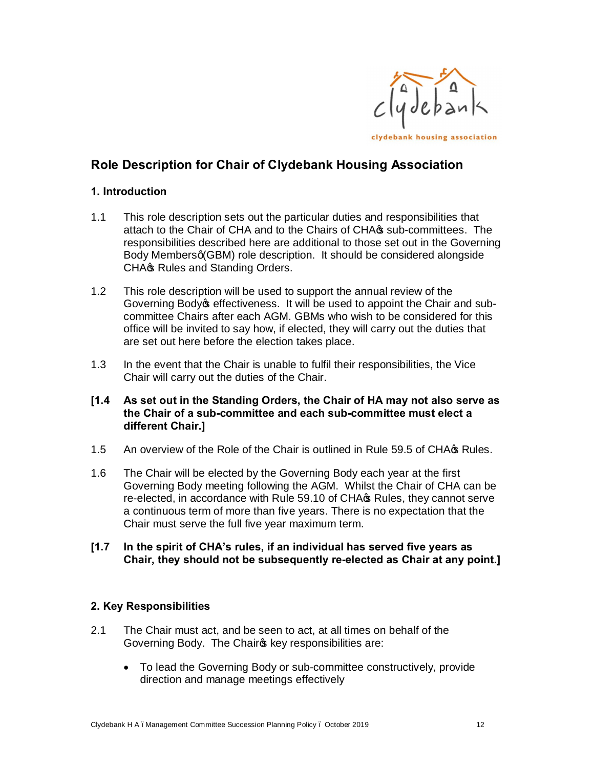## Role Description for Chair of Clydebank Housing Association

### 1. Introduction

1.1 This role description sets out the particular duties and responsibilities that attach to the Chair of CHA and to the Chairs of CHA's sub-committees. The responsibilities described here are additional to those set out in the Governing Body Members' (GBM) role description. It should be considered alongside CHA's Rules and Standing Orders.

1.2 This role description will be used to support the annual review of the Governing Body's effectiveness. It will be used to appoint the Chair and sub-committee Chairs after each AGM. GBMs who wish to be considered for this office will be invited to say how, if elected, they will carry out the duties that are set out here before the election takes place.

1.3 In the event that the Chair is unable to fulfil their responsibilities, the Vice Chair will carry out the duties of the Chair.

**[1.4 As set out in the Standing Orders, the Chair of HA may not also serve as the Chair of a sub-committee and each sub-committee must elect a different Chair.]**

1.5 An overview of the Role of the Chair is outlined in Rule 59.5 of CHA's Rules.

1.6 The Chair will be elected by the Governing Body each year at the first Governing Body meeting following the AGM. Whilst the Chair of CHA can be re-elected, in accordance with Rule 59.10 of CHA's Rules, they cannot serve a continuous term of more than five years. There is no expectation that the Chair must serve the full five year maximum term.

**[1.7 In the spirit of CHA's rules, if an individual has served five years as Chair, they should not be subsequently re-elected as Chair at any point.]**

### 2. Key Responsibilities

2.1 The Chair must act, and be seen to act, at all times on behalf of the Governing Body. The Chair's key responsibilities are:

- To lead the Governing Body or sub-committee constructively, provide direction and manage meetings effectively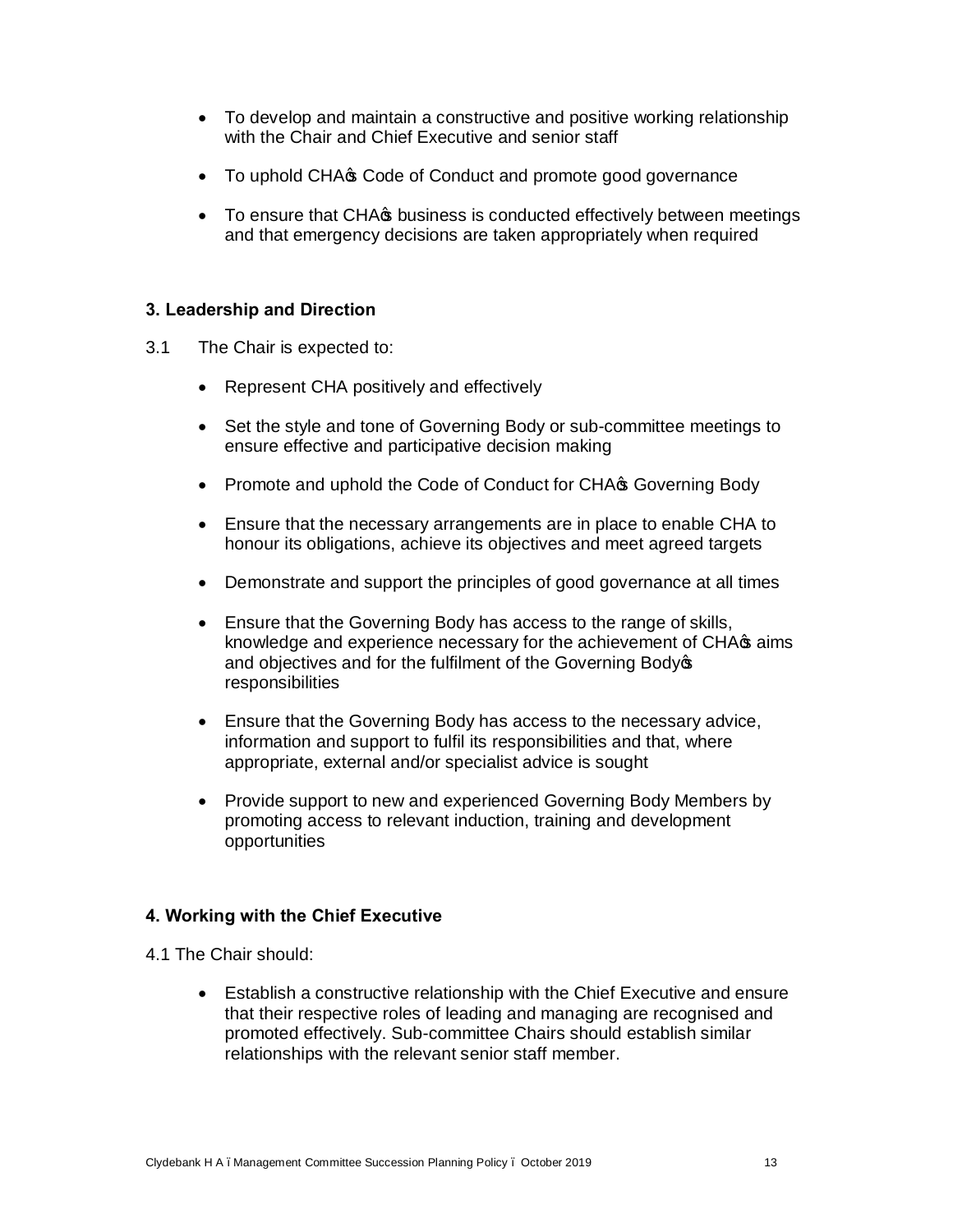- To develop and maintain a constructive and positive working relationship with the Chair and Chief Executive and senior staff
- To uphold CHA's Code of Conduct and promote good governance
- To ensure that CHA's business is conducted effectively between meetings and that emergency decisions are taken appropriately when required

### 3. Leadership and Direction

3.1 The Chair is expected to:

- Represent CHA positively and effectively
- Set the style and tone of Governing Body or sub-committee meetings to ensure effective and participative decision making
- Promote and uphold the Code of Conduct for CHA's Governing Body
- Ensure that the necessary arrangements are in place to enable CHA to honour its obligations, achieve its objectives and meet agreed targets
- Demonstrate and support the principles of good governance at all times
- Ensure that the Governing Body has access to the range of skills, knowledge and experience necessary for the achievement of CHA's aims and objectives and for the fulfilment of the Governing Body's responsibilities
- Ensure that the Governing Body has access to the necessary advice, information and support to fulfil its responsibilities and that, where appropriate, external and/or specialist advice is sought
- Provide support to new and experienced Governing Body Members by promoting access to relevant induction, training and development opportunities

### 4. Working with the Chief Executive

4.1 The Chair should:

- Establish a constructive relationship with the Chief Executive and ensure that their respective roles of leading and managing are recognised and promoted effectively. Sub-committee Chairs should establish similar relationships with the relevant senior staff member.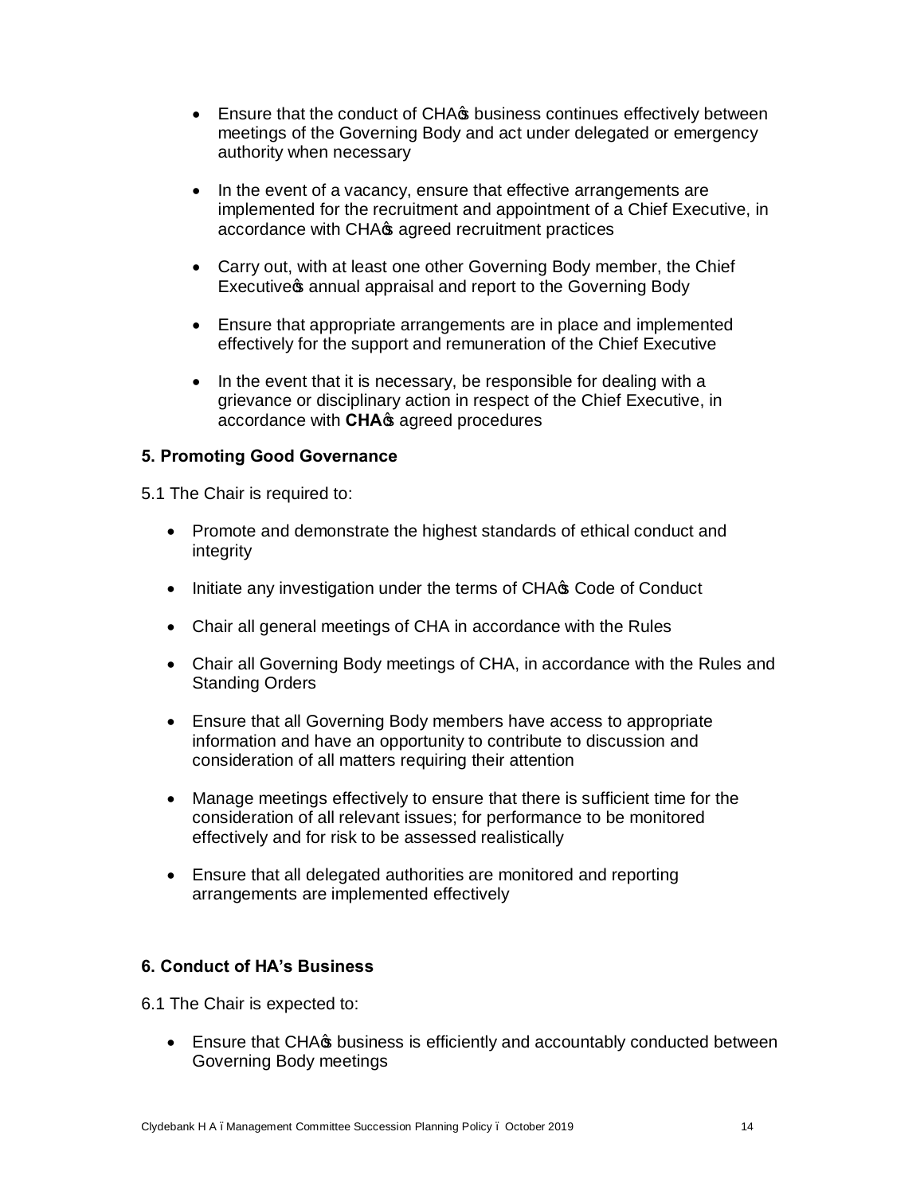- Ensure that the conduct of CHA's business continues effectively between meetings of the Governing Body and act under delegated or emergency authority when necessary

- In the event of a vacancy, ensure that effective arrangements are implemented for the recruitment and appointment of a Chief Executive, in accordance with CHA's agreed recruitment practices

- Carry out, with at least one other Governing Body member, the Chief Executive's annual appraisal and report to the Governing Body

- Ensure that appropriate arrangements are in place and implemented effectively for the support and remuneration of the Chief Executive

- In the event that it is necessary, be responsible for dealing with a grievance or disciplinary action in respect of the Chief Executive, in accordance with **CHA's** agreed procedures

### 5. Promoting Good Governance

5.1 The Chair is required to:

- Promote and demonstrate the highest standards of ethical conduct and integrity

- Initiate any investigation under the terms of CHA's Code of Conduct

- Chair all general meetings of CHA in accordance with the Rules

- Chair all Governing Body meetings of CHA, in accordance with the Rules and Standing Orders

- Ensure that all Governing Body members have access to appropriate information and have an opportunity to contribute to discussion and consideration of all matters requiring their attention

- Manage meetings effectively to ensure that there is sufficient time for the consideration of all relevant issues; for performance to be monitored effectively and for risk to be assessed realistically

- Ensure that all delegated authorities are monitored and reporting arrangements are implemented effectively

### 6. Conduct of HA's Business

6.1 The Chair is expected to:

- Ensure that CHA's business is efficiently and accountably conducted between Governing Body meetings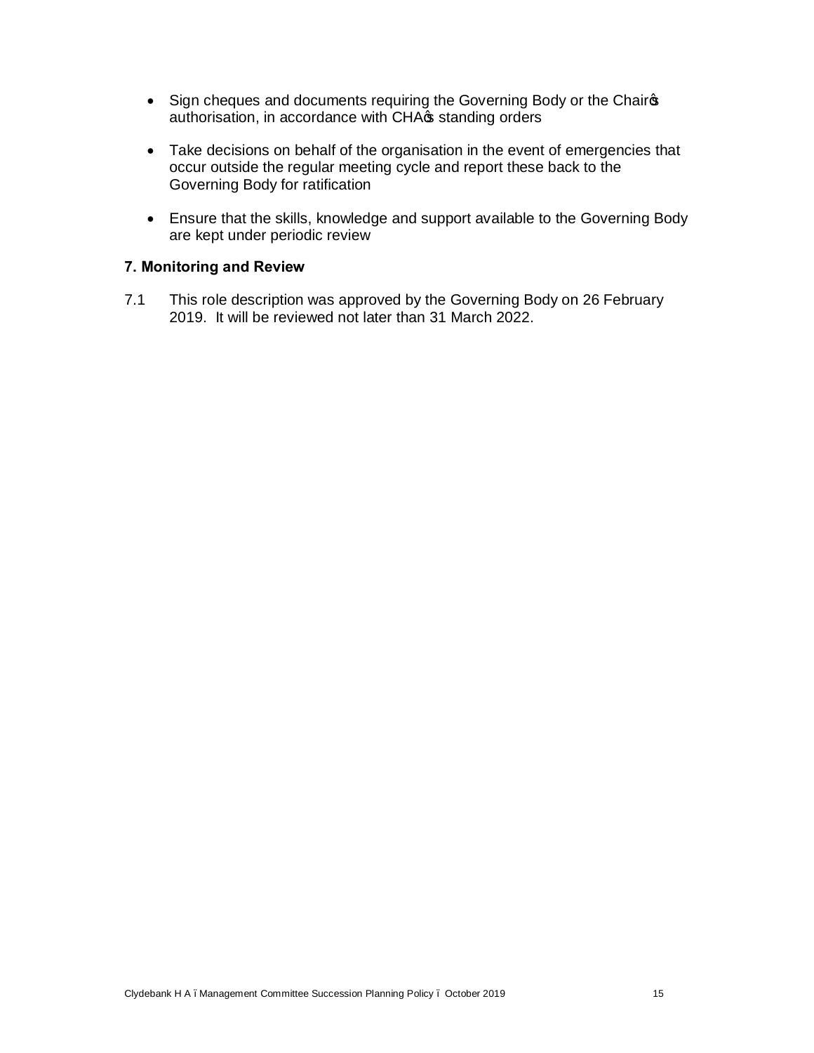- Sign cheques and documents requiring the Governing Body or the Chair's authorisation, in accordance with CHA's standing orders

- Take decisions on behalf of the organisation in the event of emergencies that occur outside the regular meeting cycle and report these back to the Governing Body for ratification

- Ensure that the skills, knowledge and support available to the Governing Body are kept under periodic review

### 7. Monitoring and Review

7.1 This role description was approved by the Governing Body on 26 February 2019. It will be reviewed not later than 31 March 2022.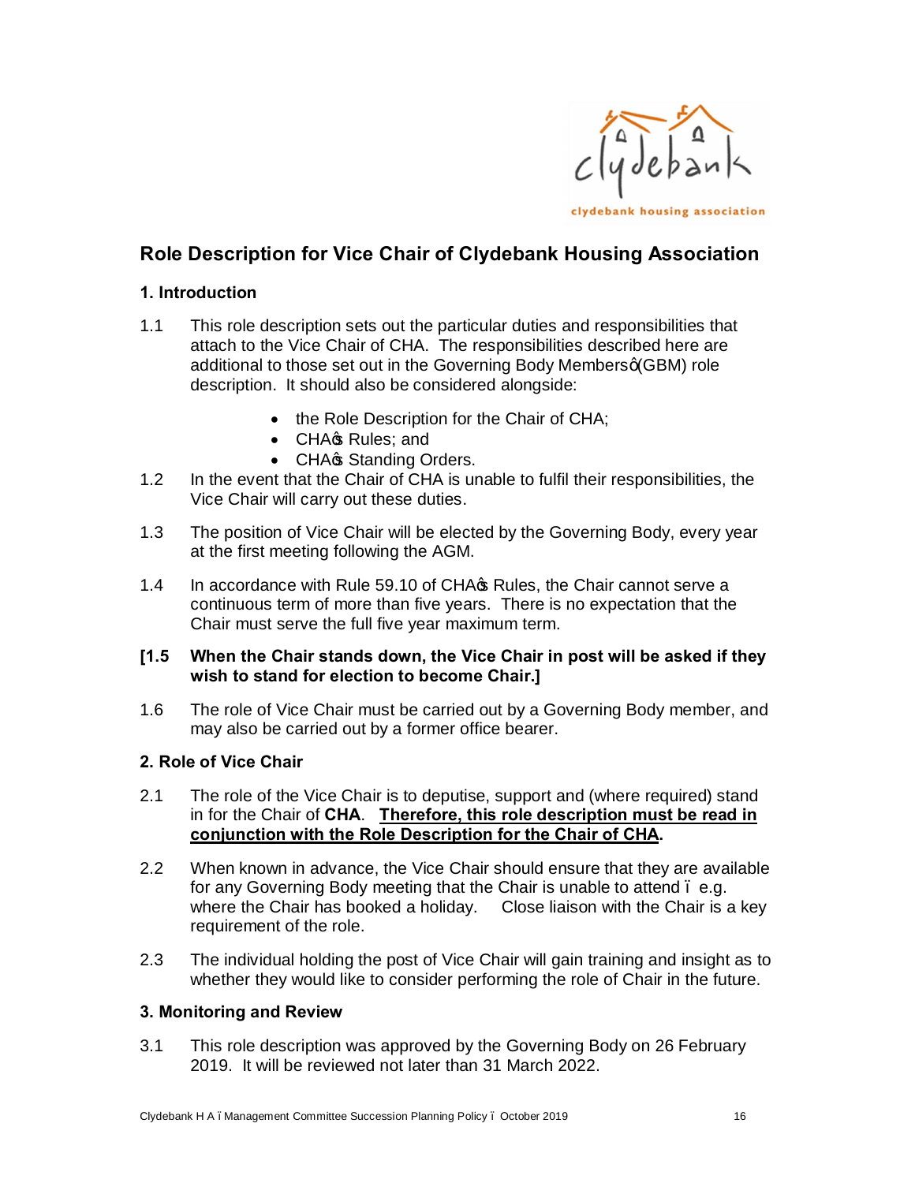## Role Description for Vice Chair of Clydebank Housing Association

### 1. Introduction

1.1 This role description sets out the particular duties and responsibilities that attach to the Vice Chair of CHA. The responsibilities described here are additional to those set out in the Governing Body Members' (GBM) role description. It should also be considered alongside:

- the Role Description for the Chair of CHA;
- CHA's Rules; and
- CHA's Standing Orders.

1.2 In the event that the Chair of CHA is unable to fulfil their responsibilities, the Vice Chair will carry out these duties.

1.3 The position of Vice Chair will be elected by the Governing Body, every year at the first meeting following the AGM.

1.4 In accordance with Rule 59.10 of CHA's Rules, the Chair cannot serve a continuous term of more than five years. There is no expectation that the Chair must serve the full five year maximum term.

**[1.5 When the Chair stands down, the Vice Chair in post will be asked if they wish to stand for election to become Chair.]**

1.6 The role of Vice Chair must be carried out by a Governing Body member, and may also be carried out by a former office bearer.

### 2. Role of Vice Chair

2.1 The role of the Vice Chair is to deputise, support and (where required) stand in for the Chair of **CHA**. **Therefore, this role description must be read in conjunction with the Role Description for the Chair of CHA.**

2.2 When known in advance, the Vice Chair should ensure that they are available for any Governing Body meeting that the Chair is unable to attend – e.g. where the Chair has booked a holiday. Close liaison with the Chair is a key requirement of the role.

2.3 The individual holding the post of Vice Chair will gain training and insight as to whether they would like to consider performing the role of Chair in the future.

### 3. Monitoring and Review

3.1 This role description was approved by the Governing Body on 26 February 2019. It will be reviewed not later than 31 March 2022.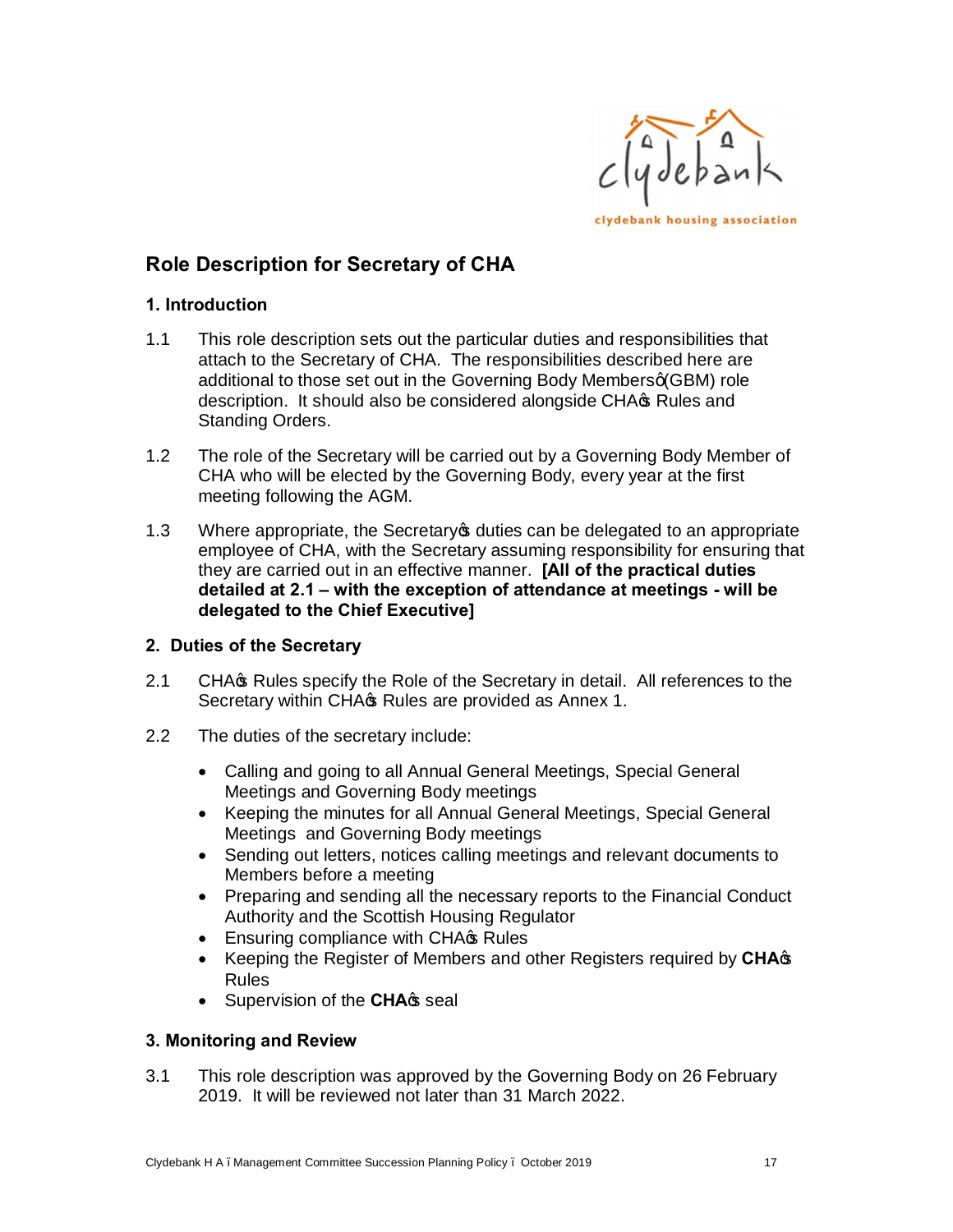## Role Description for Secretary of CHA

### 1. Introduction

1.1 This role description sets out the particular duties and responsibilities that attach to the Secretary of CHA. The responsibilities described here are additional to those set out in the Governing Body Members' (GBM) role description. It should also be considered alongside CHA's Rules and Standing Orders.

1.2 The role of the Secretary will be carried out by a Governing Body Member of CHA who will be elected by the Governing Body, every year at the first meeting following the AGM.

1.3 Where appropriate, the Secretary's duties can be delegated to an appropriate employee of CHA, with the Secretary assuming responsibility for ensuring that they are carried out in an effective manner. **[All of the practical duties detailed at 2.1 – with the exception of attendance at meetings - will be delegated to the Chief Executive]**

### 2. Duties of the Secretary

2.1 CHA's Rules specify the Role of the Secretary in detail. All references to the Secretary within CHA's Rules are provided as Annex 1.

2.2 The duties of the secretary include:

- Calling and going to all Annual General Meetings, Special General Meetings and Governing Body meetings
- Keeping the minutes for all Annual General Meetings, Special General Meetings and Governing Body meetings
- Sending out letters, notices calling meetings and relevant documents to Members before a meeting
- Preparing and sending all the necessary reports to the Financial Conduct Authority and the Scottish Housing Regulator
- Ensuring compliance with CHA's Rules
- Keeping the Register of Members and other Registers required by **CHA's** Rules
- Supervision of the **CHA's** seal

### 3. Monitoring and Review

3.1 This role description was approved by the Governing Body on 26 February 2019. It will be reviewed not later than 31 March 2022.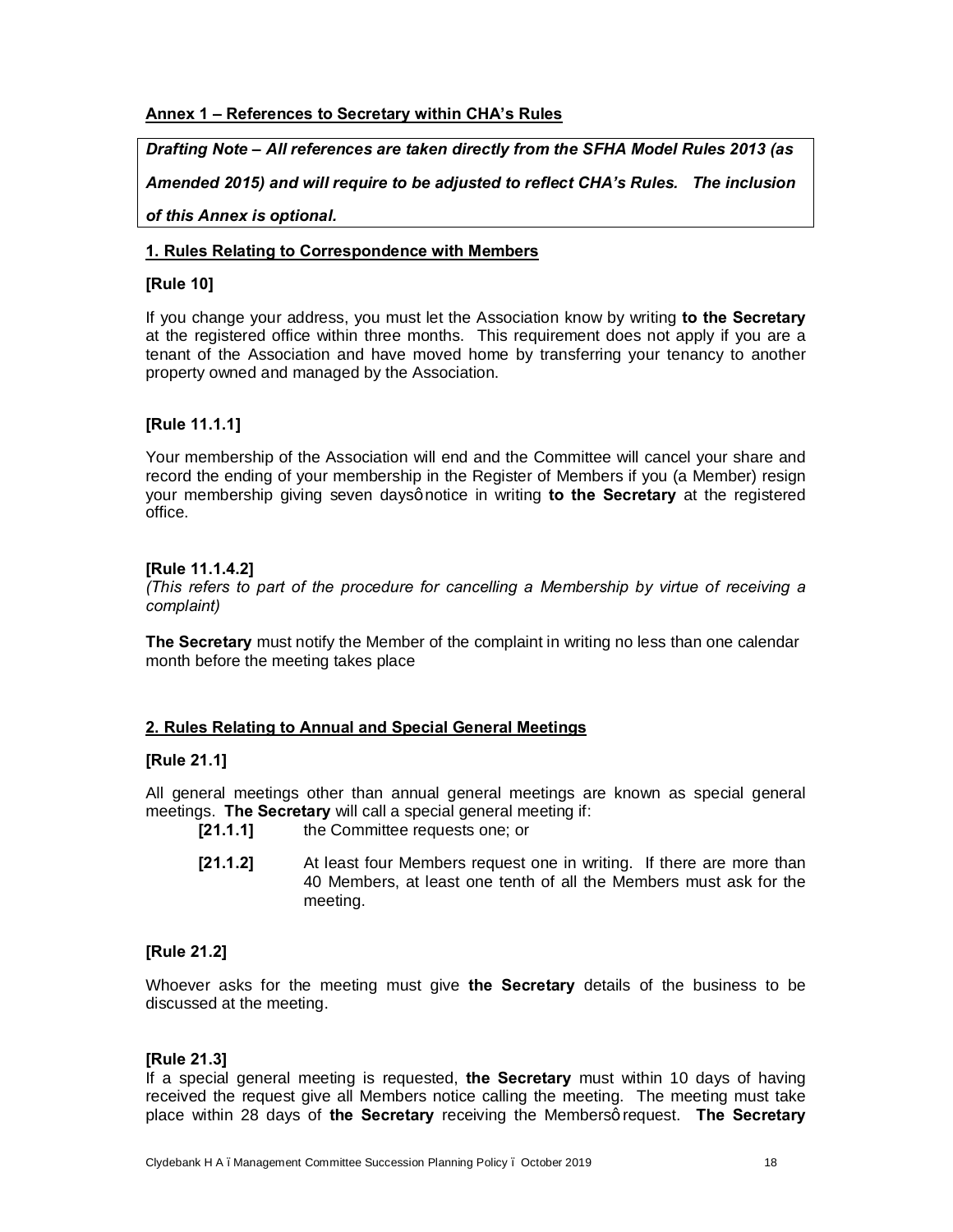**Annex 1 – References to Secretary within CHA's Rules**

> ***Drafting Note – All references are taken directly from the SFHA Model Rules 2013 (as Amended 2015) and will require to be adjusted to reflect CHA's Rules. The inclusion of this Annex is optional.***

**1. Rules Relating to Correspondence with Members**

**[Rule 10]**

If you change your address, you must let the Association know by writing **to the Secretary** at the registered office within three months. This requirement does not apply if you are a tenant of the Association and have moved home by transferring your tenancy to another property owned and managed by the Association.

**[Rule 11.1.1]**

Your membership of the Association will end and the Committee will cancel your share and record the ending of your membership in the Register of Members if you (a Member) resign your membership giving seven days' notice in writing **to the Secretary** at the registered office.

**[Rule 11.1.4.2]**

*(This refers to part of the procedure for cancelling a Membership by virtue of receiving a complaint)*

**The Secretary** must notify the Member of the complaint in writing no less than one calendar month before the meeting takes place

**2. Rules Relating to Annual and Special General Meetings**

**[Rule 21.1]**

All general meetings other than annual general meetings are known as special general meetings. **The Secretary** will call a special general meeting if:

- **[21.1.1]** the Committee requests one; or
- **[21.1.2]** At least four Members request one in writing. If there are more than 40 Members, at least one tenth of all the Members must ask for the meeting.

**[Rule 21.2]**

Whoever asks for the meeting must give **the Secretary** details of the business to be discussed at the meeting.

**[Rule 21.3]**

If a special general meeting is requested, **the Secretary** must within 10 days of having received the request give all Members notice calling the meeting. The meeting must take place within 28 days of **the Secretary** receiving the Members' request. **The Secretary**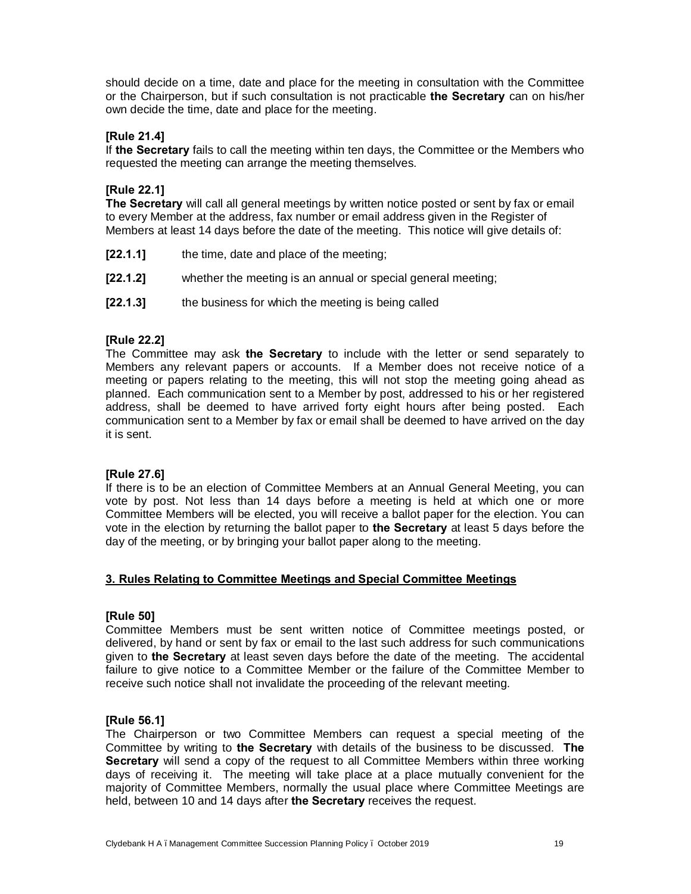should decide on a time, date and place for the meeting in consultation with the Committee or the Chairperson, but if such consultation is not practicable **the Secretary** can on his/her own decide the time, date and place for the meeting.

**[Rule 21.4]**
If **the Secretary** fails to call the meeting within ten days, the Committee or the Members who requested the meeting can arrange the meeting themselves.

**[Rule 22.1]**
**The Secretary** will call all general meetings by written notice posted or sent by fax or email to every Member at the address, fax number or email address given in the Register of Members at least 14 days before the date of the meeting. This notice will give details of:

**[22.1.1]** the time, date and place of the meeting;

**[22.1.2]** whether the meeting is an annual or special general meeting;

**[22.1.3]** the business for which the meeting is being called

**[Rule 22.2]**
The Committee may ask **the Secretary** to include with the letter or send separately to Members any relevant papers or accounts. If a Member does not receive notice of a meeting or papers relating to the meeting, this will not stop the meeting going ahead as planned. Each communication sent to a Member by post, addressed to his or her registered address, shall be deemed to have arrived forty eight hours after being posted. Each communication sent to a Member by fax or email shall be deemed to have arrived on the day it is sent.

**[Rule 27.6]**
If there is to be an election of Committee Members at an Annual General Meeting, you can vote by post. Not less than 14 days before a meeting is held at which one or more Committee Members will be elected, you will receive a ballot paper for the election. You can vote in the election by returning the ballot paper to **the Secretary** at least 5 days before the day of the meeting, or by bringing your ballot paper along to the meeting.

## 3. Rules Relating to Committee Meetings and Special Committee Meetings

**[Rule 50]**
Committee Members must be sent written notice of Committee meetings posted, or delivered, by hand or sent by fax or email to the last such address for such communications given to **the Secretary** at least seven days before the date of the meeting. The accidental failure to give notice to a Committee Member or the failure of the Committee Member to receive such notice shall not invalidate the proceeding of the relevant meeting.

**[Rule 56.1]**
The Chairperson or two Committee Members can request a special meeting of the Committee by writing to **the Secretary** with details of the business to be discussed. **The Secretary** will send a copy of the request to all Committee Members within three working days of receiving it. The meeting will take place at a place mutually convenient for the majority of Committee Members, normally the usual place where Committee Meetings are held, between 10 and 14 days after **the Secretary** receives the request.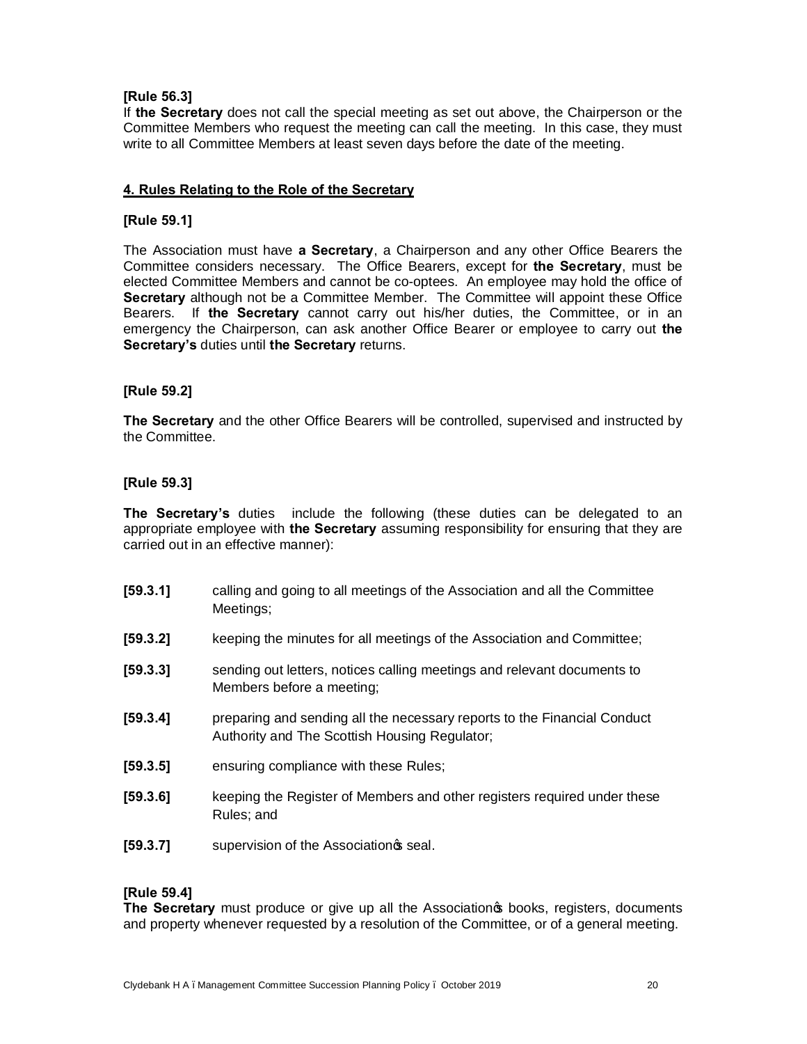**[Rule 56.3]**
If **the Secretary** does not call the special meeting as set out above, the Chairperson or the Committee Members who request the meeting can call the meeting. In this case, they must write to all Committee Members at least seven days before the date of the meeting.

## 4. Rules Relating to the Role of the Secretary

**[Rule 59.1]**

The Association must have **a Secretary**, a Chairperson and any other Office Bearers the Committee considers necessary. The Office Bearers, except for **the Secretary**, must be elected Committee Members and cannot be co-optees. An employee may hold the office of **Secretary** although not be a Committee Member. The Committee will appoint these Office Bearers. If **the Secretary** cannot carry out his/her duties, the Committee, or in an emergency the Chairperson, can ask another Office Bearer or employee to carry out **the Secretary's** duties until **the Secretary** returns.

**[Rule 59.2]**

**The Secretary** and the other Office Bearers will be controlled, supervised and instructed by the Committee.

**[Rule 59.3]**

**The Secretary's** duties include the following (these duties can be delegated to an appropriate employee with **the Secretary** assuming responsibility for ensuring that they are carried out in an effective manner):

**[59.3.1]** calling and going to all meetings of the Association and all the Committee Meetings;

**[59.3.2]** keeping the minutes for all meetings of the Association and Committee;

**[59.3.3]** sending out letters, notices calling meetings and relevant documents to Members before a meeting;

**[59.3.4]** preparing and sending all the necessary reports to the Financial Conduct Authority and The Scottish Housing Regulator;

**[59.3.5]** ensuring compliance with these Rules;

**[59.3.6]** keeping the Register of Members and other registers required under these Rules; and

**[59.3.7]** supervision of the Association's seal.

**[Rule 59.4]**
**The Secretary** must produce or give up all the Association's books, registers, documents and property whenever requested by a resolution of the Committee, or of a general meeting.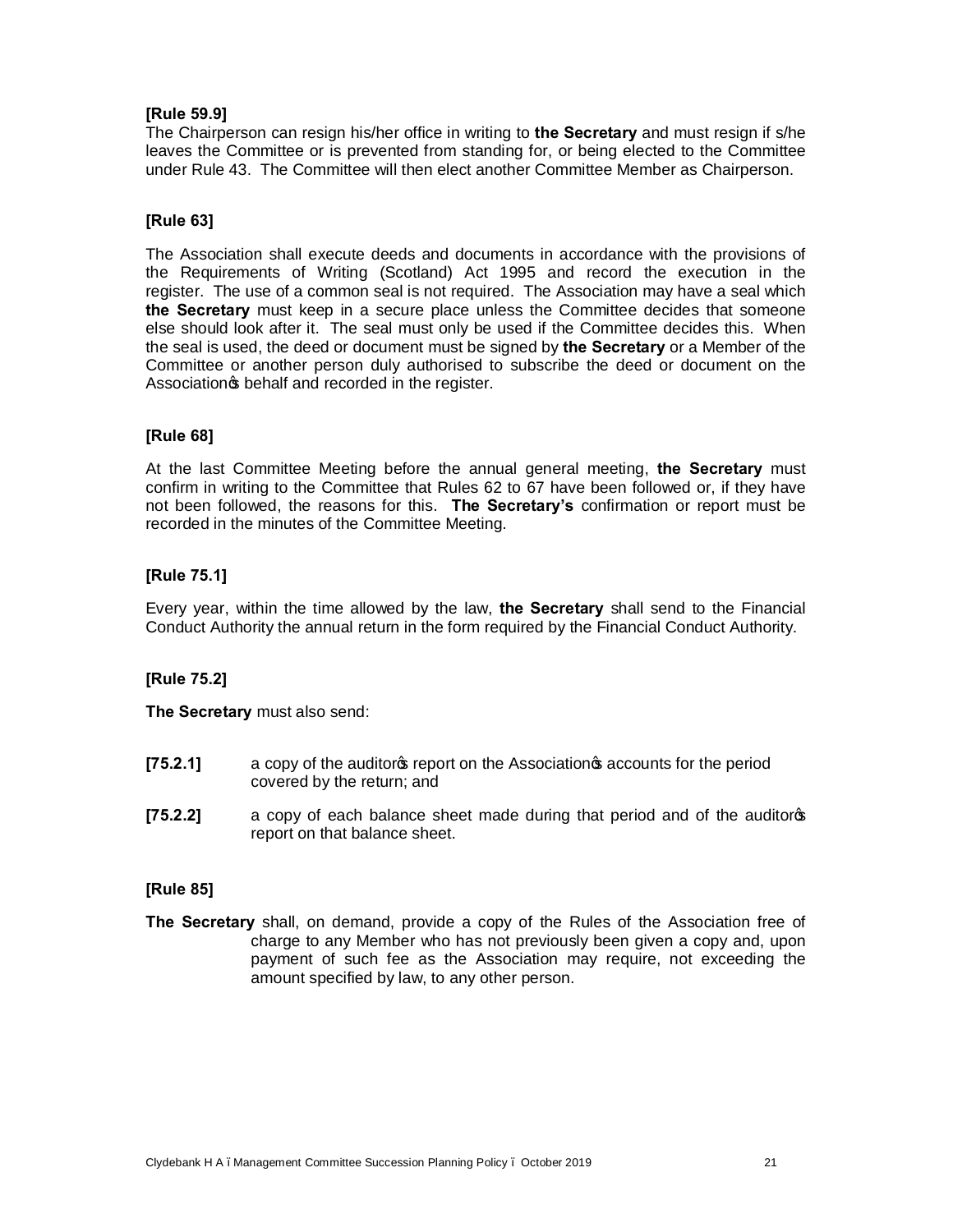**[Rule 59.9]**
The Chairperson can resign his/her office in writing to **the Secretary** and must resign if s/he leaves the Committee or is prevented from standing for, or being elected to the Committee under Rule 43. The Committee will then elect another Committee Member as Chairperson.

**[Rule 63]**

The Association shall execute deeds and documents in accordance with the provisions of the Requirements of Writing (Scotland) Act 1995 and record the execution in the register. The use of a common seal is not required. The Association may have a seal which **the Secretary** must keep in a secure place unless the Committee decides that someone else should look after it. The seal must only be used if the Committee decides this. When the seal is used, the deed or document must be signed by **the Secretary** or a Member of the Committee or another person duly authorised to subscribe the deed or document on the Association's behalf and recorded in the register.

**[Rule 68]**

At the last Committee Meeting before the annual general meeting, **the Secretary** must confirm in writing to the Committee that Rules 62 to 67 have been followed or, if they have not been followed, the reasons for this. **The Secretary's** confirmation or report must be recorded in the minutes of the Committee Meeting.

**[Rule 75.1]**

Every year, within the time allowed by the law, **the Secretary** shall send to the Financial Conduct Authority the annual return in the form required by the Financial Conduct Authority.

**[Rule 75.2]**

**The Secretary** must also send:

**[75.2.1]** a copy of the auditor's report on the Association's accounts for the period covered by the return; and

**[75.2.2]** a copy of each balance sheet made during that period and of the auditor's report on that balance sheet.

**[Rule 85]**

**The Secretary** shall, on demand, provide a copy of the Rules of the Association free of charge to any Member who has not previously been given a copy and, upon payment of such fee as the Association may require, not exceeding the amount specified by law, to any other person.